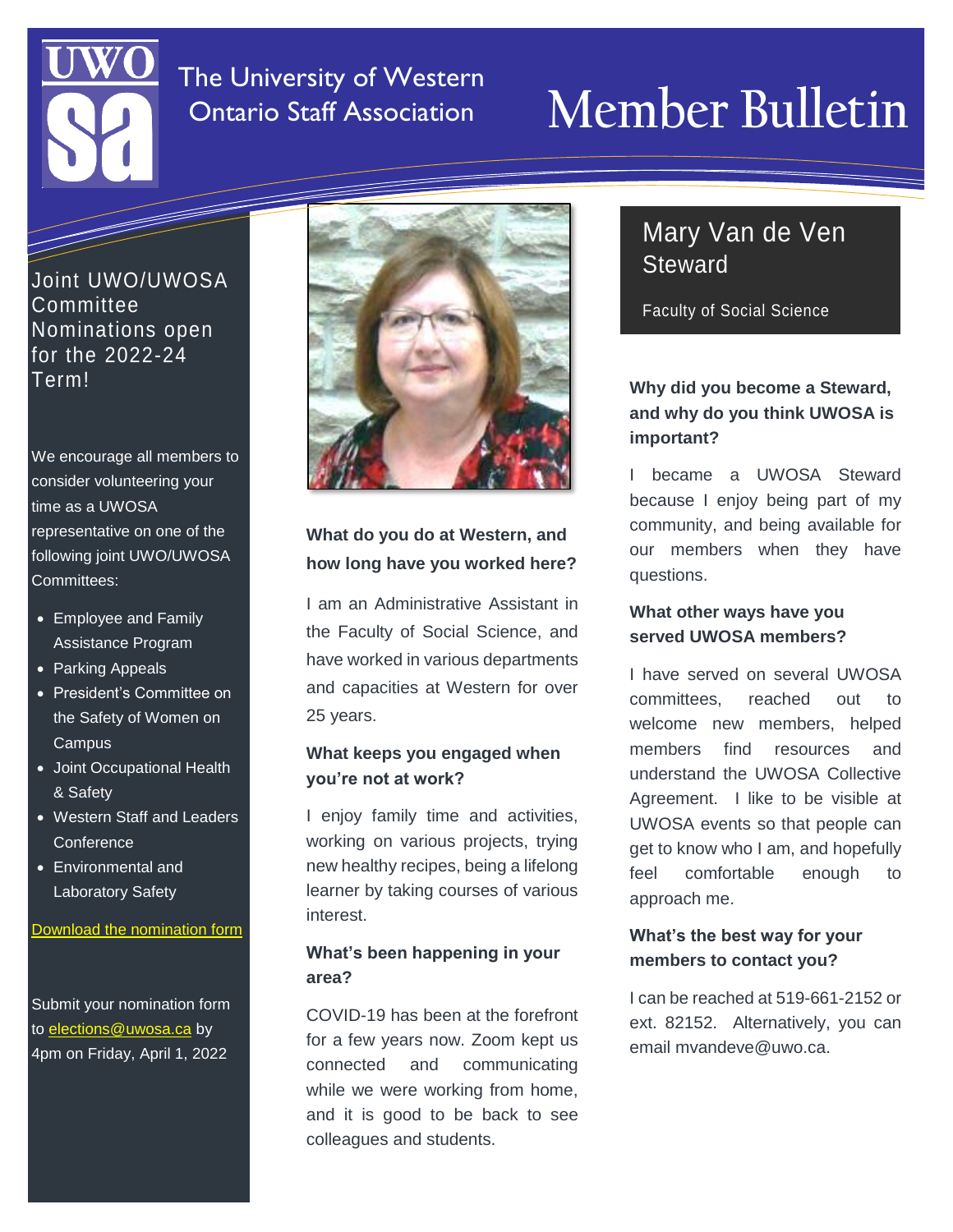# The University of Western Ontario Staff Association

# Member Bulletin

## Joint UWO/UWOSA Committee Nominations open for the 2022-24 Term!

We encourage all members to consider volunteering your time as a UWOSA representative on one of the following joint UWO/UWOSA Committees:

- Employee and Family Assistance Program
- Parking Appeals
- President's Committee on the Safety of Women on Campus
- Joint Occupational Health & Safety
- Western Staff and Leaders Conference
- Environmental and Laboratory Safety

Download the nomination form

Submit your nomination form to elections@uwosa.ca by 4pm on Friday, April 1, 2022

## Mary Van de Ven Steward

Faculty of Social Science

**What do you do at Western, and how long have you worked here?**

I am an Administrative Assistant in the Faculty of Social Science, and have worked in various departments and capacities at Western for over 25 years.

**What keeps you engaged when you're not at work?**

I enjoy family time and activities, working on various projects, trying new healthy recipes, being a lifelong learner by taking courses of various interest.

**What's been happening in your area?**

COVID-19 has been at the forefront for a few years now. Zoom kept us connected and communicating while we were working from home, and it is good to be back to see colleagues and students.

**Why did you become a Steward, and why do you think UWOSA is important?**

I became a UWOSA Steward because I enjoy being part of my community, and being available for our members when they have questions.

**What other ways have you served UWOSA members?**

I have served on several UWOSA committees, reached out to welcome new members, helped members find resources and understand the UWOSA Collective Agreement. I like to be visible at UWOSA events so that people can get to know who I am, and hopefully feel comfortable enough to approach me.

**What's the best way for your members to contact you?**

I can be reached at 519-661-2152 or ext. 82152. Alternatively, you can email mvandeve@uwo.ca.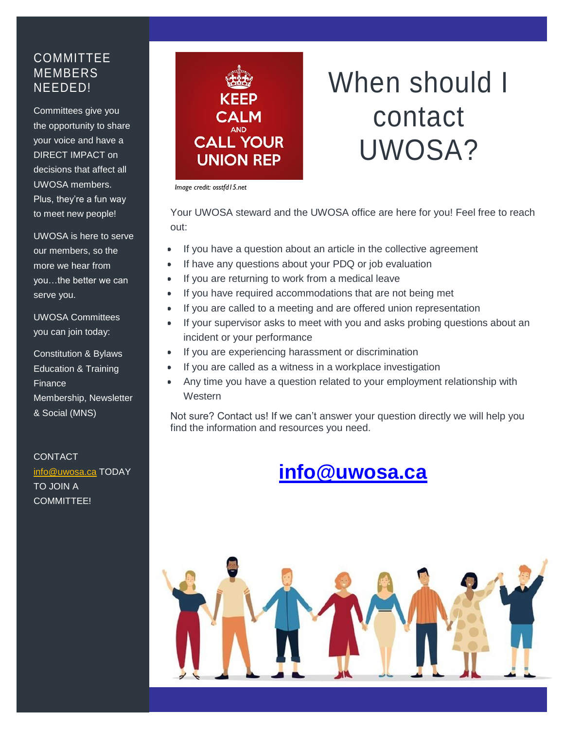## COMMITTEE MEMBERS NEEDED!

Committees give you the opportunity to share your voice and have a DIRECT IMPACT on decisions that affect all UWOSA members. Plus, they're a fun way to meet new people!

UWOSA is here to serve our members, so the more we hear from you…the better we can serve you.

UWOSA Committees you can join today:

Constitution & Bylaws
Education & Training
Finance
Membership, Newsletter & Social (MNS)

CONTACT info@uwosa.ca TODAY TO JOIN A COMMITTEE!

*Image credit: osstfd15.net*

# When should I contact UWOSA?

Your UWOSA steward and the UWOSA office are here for you! Feel free to reach out:

- If you have a question about an article in the collective agreement
- If have any questions about your PDQ or job evaluation
- If you are returning to work from a medical leave
- If you have required accommodations that are not being met
- If you are called to a meeting and are offered union representation
- If your supervisor asks to meet with you and asks probing questions about an incident or your performance
- If you are experiencing harassment or discrimination
- If you are called as a witness in a workplace investigation
- Any time you have a question related to your employment relationship with Western

Not sure? Contact us! If we can't answer your question directly we will help you find the information and resources you need.

## **info@uwosa.ca**